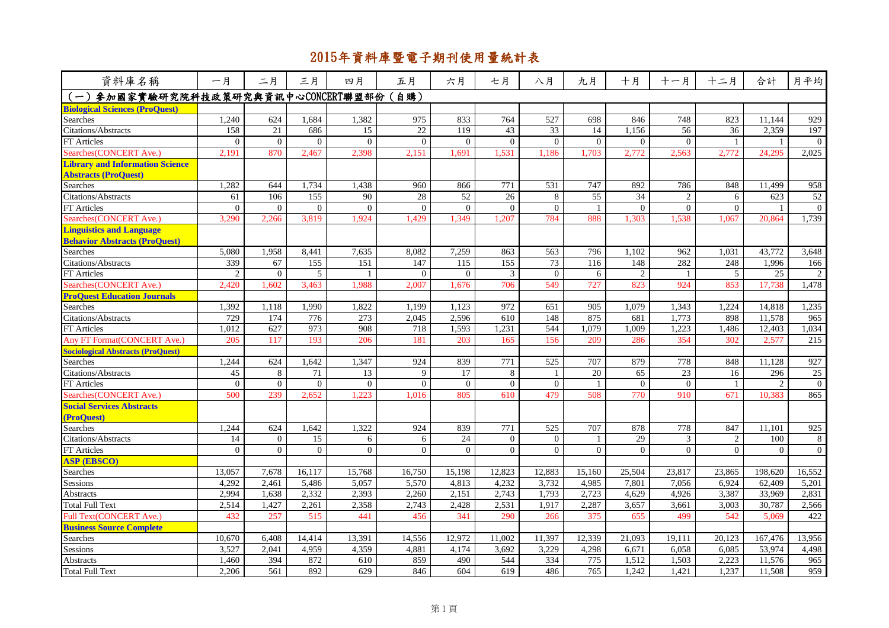# 2015年資料庫暨電子期刊使用量統計表

| 資料庫名稱 | 一月 | 二月 | 三月 | 四月 | 五月 | 六月 | 七月 | 八月 | 九月 | 十月 | 十一月 | 十二月 | 合計 | 月平均 |
|---|---|---|---|---|---|---|---|---|---|---|---|---|---|---|
| **（一）參加國家實驗研究院科技政策研究與資訊中心CONCERT聯盟部份（自購）** | | | | | | | | | | | | | | |
| **Biological Sciences (ProQuest)** | | | | | | | | | | | | | | |
| Searches | 1,240 | 624 | 1,684 | 1,382 | 975 | 833 | 764 | 527 | 698 | 846 | 748 | 823 | 11,144 | 929 |
| Citations/Abstracts | 158 | 21 | 686 | 15 | 22 | 119 | 43 | 33 | 14 | 1,156 | 56 | 36 | 2,359 | 197 |
| FT Articles | 0 | 0 | 0 | 0 | 0 | 0 | 0 | 0 | 0 | 0 | 0 | 1 | 1 | 0 |
| Searches(CONCERT Ave.) | 2,191 | 870 | 2,467 | 2,398 | 2,151 | 1,691 | 1,531 | 1,186 | 1,703 | 2,772 | 2,563 | 2,772 | 24,295 | 2,025 |
| **Library and Information Science Abstracts (ProQuest)** | | | | | | | | | | | | | | |
| Searches | 1,282 | 644 | 1,734 | 1,438 | 960 | 866 | 771 | 531 | 747 | 892 | 786 | 848 | 11,499 | 958 |
| Citations/Abstracts | 61 | 106 | 155 | 90 | 28 | 52 | 26 | 8 | 55 | 34 | 2 | 6 | 623 | 52 |
| FT Articles | 0 | 0 | 0 | 0 | 0 | 0 | 0 | 0 | 1 | 0 | 0 | 0 | 1 | 0 |
| Searches(CONCERT Ave.) | 3,290 | 2,266 | 3,819 | 1,924 | 1,429 | 1,349 | 1,207 | 784 | 888 | 1,303 | 1,538 | 1,067 | 20,864 | 1,739 |
| **Linguistics and Language Behavior Abstracts (ProQuest)** | | | | | | | | | | | | | | |
| Searches | 5,080 | 1,958 | 8,441 | 7,635 | 8,082 | 7,259 | 863 | 563 | 796 | 1,102 | 962 | 1,031 | 43,772 | 3,648 |
| Citations/Abstracts | 339 | 67 | 155 | 151 | 147 | 115 | 155 | 73 | 116 | 148 | 282 | 248 | 1,996 | 166 |
| FT Articles | 2 | 0 | 5 | 1 | 0 | 0 | 3 | 0 | 6 | 2 | 1 | 5 | 25 | 2 |
| Searches(CONCERT Ave.) | 2,420 | 1,602 | 3,463 | 1,988 | 2,007 | 1,676 | 706 | 549 | 727 | 823 | 924 | 853 | 17,738 | 1,478 |
| **ProQuest Education Journals** | | | | | | | | | | | | | | |
| Searches | 1,392 | 1,118 | 1,990 | 1,822 | 1,199 | 1,123 | 972 | 651 | 905 | 1,079 | 1,343 | 1,224 | 14,818 | 1,235 |
| Citations/Abstracts | 729 | 174 | 776 | 273 | 2,045 | 2,596 | 610 | 148 | 875 | 681 | 1,773 | 898 | 11,578 | 965 |
| FT Articles | 1,012 | 627 | 973 | 908 | 718 | 1,593 | 1,231 | 544 | 1,079 | 1,009 | 1,223 | 1,486 | 12,403 | 1,034 |
| Any FT Format(CONCERT Ave.) | 205 | 117 | 193 | 206 | 181 | 203 | 165 | 156 | 209 | 286 | 354 | 302 | 2,577 | 215 |
| **Sociological Abstracts (ProQuest)** | | | | | | | | | | | | | | |
| Searches | 1,244 | 624 | 1,642 | 1,347 | 924 | 839 | 771 | 525 | 707 | 879 | 778 | 848 | 11,128 | 927 |
| Citations/Abstracts | 45 | 8 | 71 | 13 | 9 | 17 | 8 | 1 | 20 | 65 | 23 | 16 | 296 | 25 |
| FT Articles | 0 | 0 | 0 | 0 | 0 | 0 | 0 | 0 | 1 | 0 | 0 | 1 | 2 | 0 |
| Searches(CONCERT Ave.) | 500 | 239 | 2,652 | 1,223 | 1,016 | 805 | 610 | 479 | 508 | 770 | 910 | 671 | 10,383 | 865 |
| **Social Services Abstracts (ProQuest)** | | | | | | | | | | | | | | |
| Searches | 1,244 | 624 | 1,642 | 1,322 | 924 | 839 | 771 | 525 | 707 | 878 | 778 | 847 | 11,101 | 925 |
| Citations/Abstracts | 14 | 0 | 15 | 6 | 6 | 24 | 0 | 0 | 1 | 29 | 3 | 2 | 100 | 8 |
| FT Articles | 0 | 0 | 0 | 0 | 0 | 0 | 0 | 0 | 0 | 0 | 0 | 0 | 0 | 0 |
| **ASP (EBSCO)** | | | | | | | | | | | | | | |
| Searches | 13,057 | 7,678 | 16,117 | 15,768 | 16,750 | 15,198 | 12,823 | 12,883 | 15,160 | 25,504 | 23,817 | 23,865 | 198,620 | 16,552 |
| Sessions | 4,292 | 2,461 | 5,486 | 5,057 | 5,570 | 4,813 | 4,232 | 3,732 | 4,985 | 7,801 | 7,056 | 6,924 | 62,409 | 5,201 |
| Abstracts | 2,994 | 1,638 | 2,332 | 2,393 | 2,260 | 2,151 | 2,743 | 1,793 | 2,723 | 4,629 | 4,926 | 3,387 | 33,969 | 2,831 |
| Total Full Text | 2,514 | 1,427 | 2,261 | 2,358 | 2,743 | 2,428 | 2,531 | 1,917 | 2,287 | 3,657 | 3,661 | 3,003 | 30,787 | 2,566 |
| Full Text(CONCERT Ave.) | 432 | 257 | 515 | 441 | 456 | 341 | 290 | 266 | 375 | 655 | 499 | 542 | 5,069 | 422 |
| **Business Source Complete** | | | | | | | | | | | | | | |
| Searches | 10,670 | 6,408 | 14,414 | 13,391 | 14,556 | 12,972 | 11,002 | 11,397 | 12,339 | 21,093 | 19,111 | 20,123 | 167,476 | 13,956 |
| Sessions | 3,527 | 2,041 | 4,959 | 4,359 | 4,881 | 4,174 | 3,692 | 3,229 | 4,298 | 6,671 | 6,058 | 6,085 | 53,974 | 4,498 |
| Abstracts | 1,460 | 394 | 872 | 610 | 859 | 490 | 544 | 334 | 775 | 1,512 | 1,503 | 2,223 | 11,576 | 965 |
| Total Full Text | 2,206 | 561 | 892 | 629 | 846 | 604 | 619 | 486 | 765 | 1,242 | 1,421 | 1,237 | 11,508 | 959 |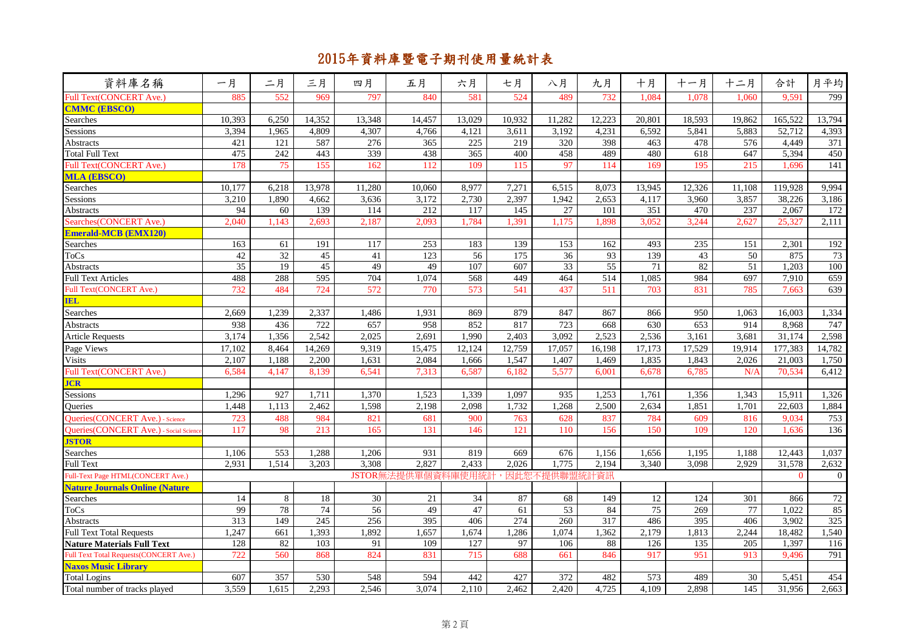# 2015年資料庫暨電子期刊使用量統計表

| 資料庫名稱 | 一月 | 二月 | 三月 | 四月 | 五月 | 六月 | 七月 | 八月 | 九月 | 十月 | 十一月 | 十二月 | 合計 | 月平均 |
|---|---|---|---|---|---|---|---|---|---|---|---|---|---|---|
| Full Text(CONCERT Ave.) | 885 | 552 | 969 | 797 | 840 | 581 | 524 | 489 | 732 | 1,084 | 1,078 | 1,060 | 9,591 | 799 |
| **CMMC (EBSCO)** | | | | | | | | | | | | | | |
| Searches | 10,393 | 6,250 | 14,352 | 13,348 | 14,457 | 13,029 | 10,932 | 11,282 | 12,223 | 20,801 | 18,593 | 19,862 | 165,522 | 13,794 |
| Sessions | 3,394 | 1,965 | 4,809 | 4,307 | 4,766 | 4,121 | 3,611 | 3,192 | 4,231 | 6,592 | 5,841 | 5,883 | 52,712 | 4,393 |
| Abstracts | 421 | 121 | 587 | 276 | 365 | 225 | 219 | 320 | 398 | 463 | 478 | 576 | 4,449 | 371 |
| Total Full Text | 475 | 242 | 443 | 339 | 438 | 365 | 400 | 458 | 489 | 480 | 618 | 647 | 5,394 | 450 |
| Full Text(CONCERT Ave.) | 178 | 75 | 155 | 162 | 112 | 109 | 115 | 97 | 114 | 169 | 195 | 215 | 1,696 | 141 |
| **MLA (EBSCO)** | | | | | | | | | | | | | | |
| Searches | 10,177 | 6,218 | 13,978 | 11,280 | 10,060 | 8,977 | 7,271 | 6,515 | 8,073 | 13,945 | 12,326 | 11,108 | 119,928 | 9,994 |
| Sessions | 3,210 | 1,890 | 4,662 | 3,636 | 3,172 | 2,730 | 2,397 | 1,942 | 2,653 | 4,117 | 3,960 | 3,857 | 38,226 | 3,186 |
| Abstracts | 94 | 60 | 139 | 114 | 212 | 117 | 145 | 27 | 101 | 351 | 470 | 237 | 2,067 | 172 |
| Searches(CONCERT Ave.) | 2,040 | 1,143 | 2,693 | 2,187 | 2,093 | 1,784 | 1,391 | 1,175 | 1,898 | 3,052 | 3,244 | 2,627 | 25,327 | 2,111 |
| **Emerald-MCB (EMX120)** | | | | | | | | | | | | | | |
| Searches | 163 | 61 | 191 | 117 | 253 | 183 | 139 | 153 | 162 | 493 | 235 | 151 | 2,301 | 192 |
| ToCs | 42 | 32 | 45 | 41 | 123 | 56 | 175 | 36 | 93 | 139 | 43 | 50 | 875 | 73 |
| Abstracts | 35 | 19 | 45 | 49 | 49 | 107 | 607 | 33 | 55 | 71 | 82 | 51 | 1,203 | 100 |
| Full Text Articles | 488 | 288 | 595 | 704 | 1,074 | 568 | 449 | 464 | 514 | 1,085 | 984 | 697 | 7,910 | 659 |
| Full Text(CONCERT Ave.) | 732 | 484 | 724 | 572 | 770 | 573 | 541 | 437 | 511 | 703 | 831 | 785 | 7,663 | 639 |
| **IEL** | | | | | | | | | | | | | | |
| Searches | 2,669 | 1,239 | 2,337 | 1,486 | 1,931 | 869 | 879 | 847 | 867 | 866 | 950 | 1,063 | 16,003 | 1,334 |
| Abstracts | 938 | 436 | 722 | 657 | 958 | 852 | 817 | 723 | 668 | 630 | 653 | 914 | 8,968 | 747 |
| Article Requests | 3,174 | 1,356 | 2,542 | 2,025 | 2,691 | 1,990 | 2,403 | 3,092 | 2,523 | 2,536 | 3,161 | 3,681 | 31,174 | 2,598 |
| Page Views | 17,102 | 8,464 | 14,269 | 9,319 | 15,475 | 12,124 | 12,759 | 17,057 | 16,198 | 17,173 | 17,529 | 19,914 | 177,383 | 14,782 |
| Visits | 2,107 | 1,188 | 2,200 | 1,631 | 2,084 | 1,666 | 1,547 | 1,407 | 1,469 | 1,835 | 1,843 | 2,026 | 21,003 | 1,750 |
| Full Text(CONCERT Ave.) | 6,584 | 4,147 | 8,139 | 6,541 | 7,313 | 6,587 | 6,182 | 5,577 | 6,001 | 6,678 | 6,785 | N/A | 70,534 | 6,412 |
| **JCR** | | | | | | | | | | | | | | |
| Sessions | 1,296 | 927 | 1,711 | 1,370 | 1,523 | 1,339 | 1,097 | 935 | 1,253 | 1,761 | 1,356 | 1,343 | 15,911 | 1,326 |
| Queries | 1,448 | 1,113 | 2,462 | 1,598 | 2,198 | 2,098 | 1,732 | 1,268 | 2,500 | 2,634 | 1,851 | 1,701 | 22,603 | 1,884 |
| Queries(CONCERT Ave.) - Science | 723 | 488 | 984 | 821 | 681 | 900 | 763 | 628 | 837 | 784 | 609 | 816 | 9,034 | 753 |
| Queries(CONCERT Ave.) - Social Science | 117 | 98 | 213 | 165 | 131 | 146 | 121 | 110 | 156 | 150 | 109 | 120 | 1,636 | 136 |
| **JSTOR** | | | | | | | | | | | | | | |
| Searches | 1,106 | 553 | 1,288 | 1,206 | 931 | 819 | 669 | 676 | 1,156 | 1,656 | 1,195 | 1,188 | 12,443 | 1,037 |
| Full Text | 2,931 | 1,514 | 3,203 | 3,308 | 2,827 | 2,433 | 2,026 | 1,775 | 2,194 | 3,340 | 3,098 | 2,929 | 31,578 | 2,632 |
| Full-Text Page HTML(CONCERT Ave.) | JSTOR無法提供單個資料庫使用統計，因此恕不提供聯盟統計資訊 | | | | | | | | | | | | 0 | 0 |
| **Nature Journals Online (Nature** | | | | | | | | | | | | | | |
| Searches | 14 | 8 | 18 | 30 | 21 | 34 | 87 | 68 | 149 | 12 | 124 | 301 | 866 | 72 |
| ToCs | 99 | 78 | 74 | 56 | 49 | 47 | 61 | 53 | 84 | 75 | 269 | 77 | 1,022 | 85 |
| Abstracts | 313 | 149 | 245 | 256 | 395 | 406 | 274 | 260 | 317 | 486 | 395 | 406 | 3,902 | 325 |
| Full Text Total Requests | 1,247 | 661 | 1,393 | 1,892 | 1,657 | 1,674 | 1,286 | 1,074 | 1,362 | 2,179 | 1,813 | 2,244 | 18,482 | 1,540 |
| **Nature Materials Full Text** | 128 | 82 | 103 | 91 | 109 | 127 | 97 | 106 | 88 | 126 | 135 | 205 | 1,397 | 116 |
| Full Text Total Requests(CONCERT Ave.) | 722 | 560 | 868 | 824 | 831 | 715 | 688 | 661 | 846 | 917 | 951 | 913 | 9,496 | 791 |
| **Naxos Music Library** | | | | | | | | | | | | | | |
| Total Logins | 607 | 357 | 530 | 548 | 594 | 442 | 427 | 372 | 482 | 573 | 489 | 30 | 5,451 | 454 |
| Total number of tracks played | 3,559 | 1,615 | 2,293 | 2,546 | 3,074 | 2,110 | 2,462 | 2,420 | 4,725 | 4,109 | 2,898 | 145 | 31,956 | 2,663 |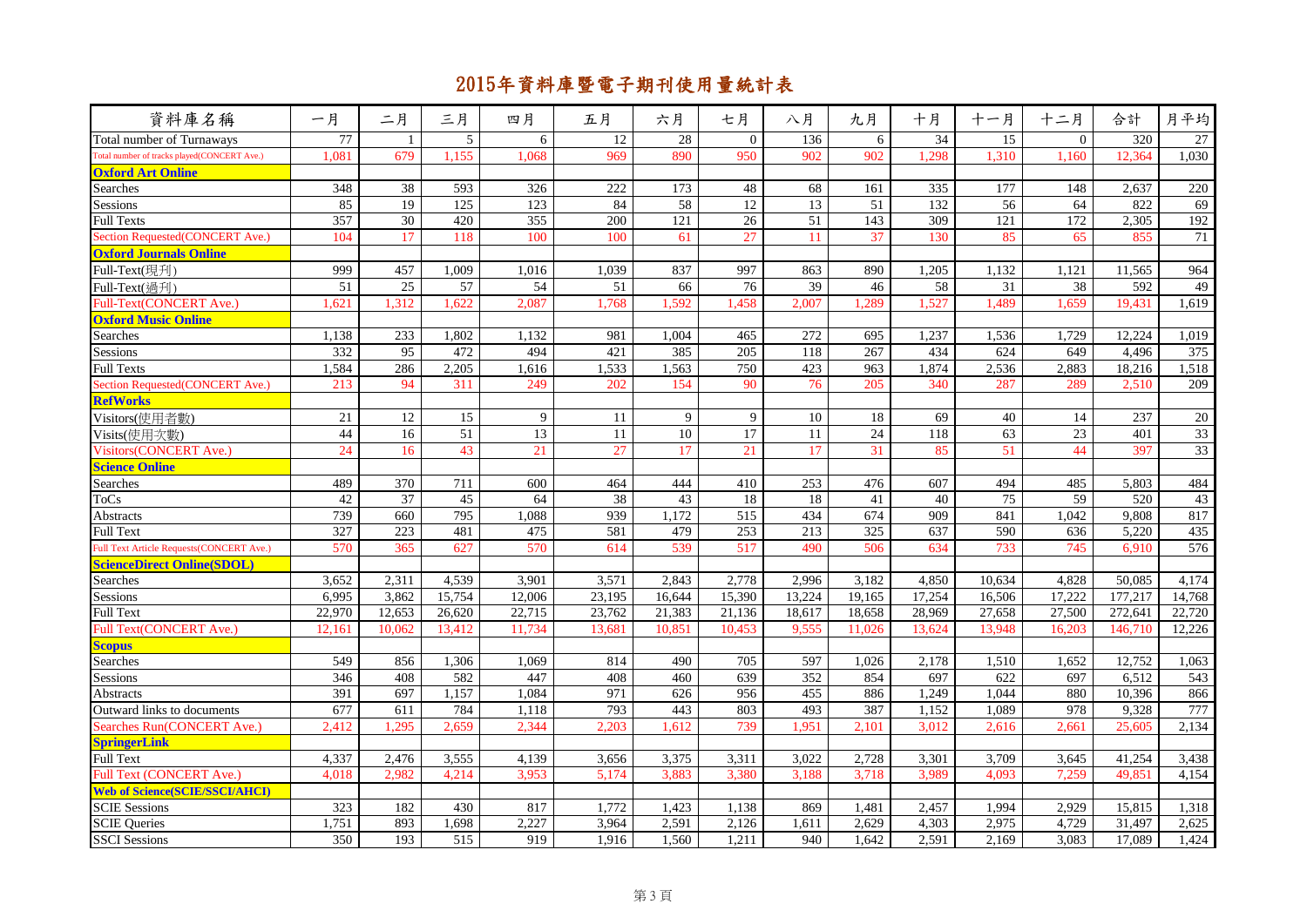# 2015年資料庫暨電子期刊使用量統計表

| 資料庫名稱 | 一月 | 二月 | 三月 | 四月 | 五月 | 六月 | 七月 | 八月 | 九月 | 十月 | 十一月 | 十二月 | 合計 | 月平均 |
|---|---|---|---|---|---|---|---|---|---|---|---|---|---|---|
| Total number of Turnaways | 77 | 1 | 5 | 6 | 12 | 28 | 0 | 136 | 6 | 34 | 15 | 0 | 320 | 27 |
| Total number of tracks played(CONCERT Ave.) | 1,081 | 679 | 1,155 | 1,068 | 969 | 890 | 950 | 902 | 902 | 1,298 | 1,310 | 1,160 | 12,364 | 1,030 |
| **Oxford Art Online** | | | | | | | | | | | | | | |
| Searches | 348 | 38 | 593 | 326 | 222 | 173 | 48 | 68 | 161 | 335 | 177 | 148 | 2,637 | 220 |
| Sessions | 85 | 19 | 125 | 123 | 84 | 58 | 12 | 13 | 51 | 132 | 56 | 64 | 822 | 69 |
| Full Texts | 357 | 30 | 420 | 355 | 200 | 121 | 26 | 51 | 143 | 309 | 121 | 172 | 2,305 | 192 |
| Section Requested(CONCERT Ave.) | 104 | 17 | 118 | 100 | 100 | 61 | 27 | 11 | 37 | 130 | 85 | 65 | 855 | 71 |
| **Oxford Journals Online** | | | | | | | | | | | | | | |
| Full-Text(現刊) | 999 | 457 | 1,009 | 1,016 | 1,039 | 837 | 997 | 863 | 890 | 1,205 | 1,132 | 1,121 | 11,565 | 964 |
| Full-Text(過刊) | 51 | 25 | 57 | 54 | 51 | 66 | 76 | 39 | 46 | 58 | 31 | 38 | 592 | 49 |
| Full-Text(CONCERT Ave.) | 1,621 | 1,312 | 1,622 | 2,087 | 1,768 | 1,592 | 1,458 | 2,007 | 1,289 | 1,527 | 1,489 | 1,659 | 19,431 | 1,619 |
| **Oxford Music Online** | | | | | | | | | | | | | | |
| Searches | 1,138 | 233 | 1,802 | 1,132 | 981 | 1,004 | 465 | 272 | 695 | 1,237 | 1,536 | 1,729 | 12,224 | 1,019 |
| Sessions | 332 | 95 | 472 | 494 | 421 | 385 | 205 | 118 | 267 | 434 | 624 | 649 | 4,496 | 375 |
| Full Texts | 1,584 | 286 | 2,205 | 1,616 | 1,533 | 1,563 | 750 | 423 | 963 | 1,874 | 2,536 | 2,883 | 18,216 | 1,518 |
| Section Requested(CONCERT Ave.) | 213 | 94 | 311 | 249 | 202 | 154 | 90 | 76 | 205 | 340 | 287 | 289 | 2,510 | 209 |
| **RefWorks** | | | | | | | | | | | | | | |
| Visitors(使用者數) | 21 | 12 | 15 | 9 | 11 | 9 | 9 | 10 | 18 | 69 | 40 | 14 | 237 | 20 |
| Visits(使用次數) | 44 | 16 | 51 | 13 | 11 | 10 | 17 | 11 | 24 | 118 | 63 | 23 | 401 | 33 |
| Visitors(CONCERT Ave.) | 24 | 16 | 43 | 21 | 27 | 17 | 21 | 17 | 31 | 85 | 51 | 44 | 397 | 33 |
| **Science Online** | | | | | | | | | | | | | | |
| Searches | 489 | 370 | 711 | 600 | 464 | 444 | 410 | 253 | 476 | 607 | 494 | 485 | 5,803 | 484 |
| ToCs | 42 | 37 | 45 | 64 | 38 | 43 | 18 | 18 | 41 | 40 | 75 | 59 | 520 | 43 |
| Abstracts | 739 | 660 | 795 | 1,088 | 939 | 1,172 | 515 | 434 | 674 | 909 | 841 | 1,042 | 9,808 | 817 |
| Full Text | 327 | 223 | 481 | 475 | 581 | 479 | 253 | 213 | 325 | 637 | 590 | 636 | 5,220 | 435 |
| Full Text Article Requests(CONCERT Ave.) | 570 | 365 | 627 | 570 | 614 | 539 | 517 | 490 | 506 | 634 | 733 | 745 | 6,910 | 576 |
| **ScienceDirect Online(SDOL)** | | | | | | | | | | | | | | |
| Searches | 3,652 | 2,311 | 4,539 | 3,901 | 3,571 | 2,843 | 2,778 | 2,996 | 3,182 | 4,850 | 10,634 | 4,828 | 50,085 | 4,174 |
| Sessions | 6,995 | 3,862 | 15,754 | 12,006 | 23,195 | 16,644 | 15,390 | 13,224 | 19,165 | 17,254 | 16,506 | 17,222 | 177,217 | 14,768 |
| Full Text | 22,970 | 12,653 | 26,620 | 22,715 | 23,762 | 21,383 | 21,136 | 18,617 | 18,658 | 28,969 | 27,658 | 27,500 | 272,641 | 22,720 |
| Full Text(CONCERT Ave.) | 12,161 | 10,062 | 13,412 | 11,734 | 13,681 | 10,851 | 10,453 | 9,555 | 11,026 | 13,624 | 13,948 | 16,203 | 146,710 | 12,226 |
| **Scopus** | | | | | | | | | | | | | | |
| Searches | 549 | 856 | 1,306 | 1,069 | 814 | 490 | 705 | 597 | 1,026 | 2,178 | 1,510 | 1,652 | 12,752 | 1,063 |
| Sessions | 346 | 408 | 582 | 447 | 408 | 460 | 639 | 352 | 854 | 697 | 622 | 697 | 6,512 | 543 |
| Abstracts | 391 | 697 | 1,157 | 1,084 | 971 | 626 | 956 | 455 | 886 | 1,249 | 1,044 | 880 | 10,396 | 866 |
| Outward links to documents | 677 | 611 | 784 | 1,118 | 793 | 443 | 803 | 493 | 387 | 1,152 | 1,089 | 978 | 9,328 | 777 |
| Searches Run(CONCERT Ave.) | 2,412 | 1,295 | 2,659 | 2,344 | 2,203 | 1,612 | 739 | 1,951 | 2,101 | 3,012 | 2,616 | 2,661 | 25,605 | 2,134 |
| **SpringerLink** | | | | | | | | | | | | | | |
| Full Text | 4,337 | 2,476 | 3,555 | 4,139 | 3,656 | 3,375 | 3,311 | 3,022 | 2,728 | 3,301 | 3,709 | 3,645 | 41,254 | 3,438 |
| Full Text (CONCERT Ave.) | 4,018 | 2,982 | 4,214 | 3,953 | 5,174 | 3,883 | 3,380 | 3,188 | 3,718 | 3,989 | 4,093 | 7,259 | 49,851 | 4,154 |
| **Web of Science(SCIE/SSCI/AHCI)** | | | | | | | | | | | | | | |
| SCIE Sessions | 323 | 182 | 430 | 817 | 1,772 | 1,423 | 1,138 | 869 | 1,481 | 2,457 | 1,994 | 2,929 | 15,815 | 1,318 |
| SCIE Queries | 1,751 | 893 | 1,698 | 2,227 | 3,964 | 2,591 | 2,126 | 1,611 | 2,629 | 4,303 | 2,975 | 4,729 | 31,497 | 2,625 |
| SSCI Sessions | 350 | 193 | 515 | 919 | 1,916 | 1,560 | 1,211 | 940 | 1,642 | 2,591 | 2,169 | 3,083 | 17,089 | 1,424 |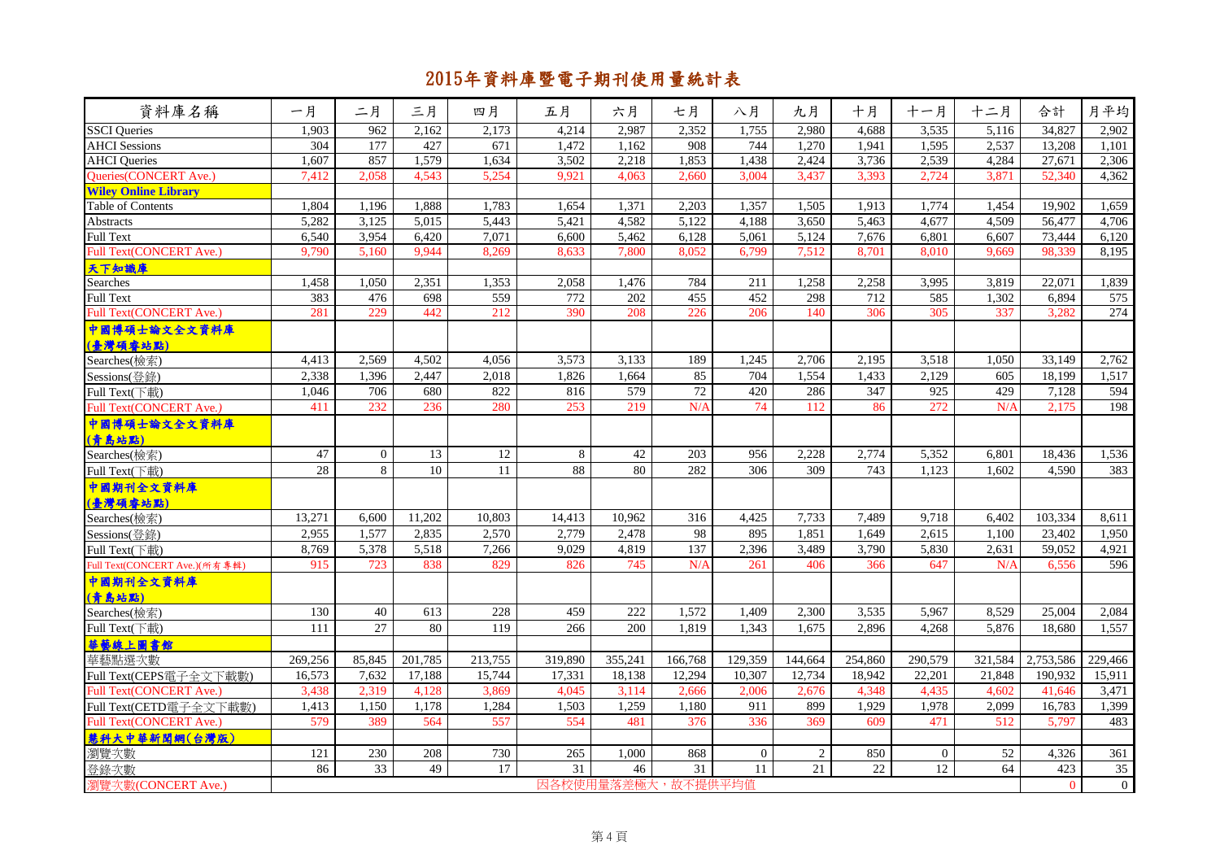# 2015年資料庫暨電子期刊使用量統計表

| 資料庫名稱 | 一月 | 二月 | 三月 | 四月 | 五月 | 六月 | 七月 | 八月 | 九月 | 十月 | 十一月 | 十二月 | 合計 | 月平均 |
|---|---|---|---|---|---|---|---|---|---|---|---|---|---|---|
| SSCI Queries | 1,903 | 962 | 2,162 | 2,173 | 4,214 | 2,987 | 2,352 | 1,755 | 2,980 | 4,688 | 3,535 | 5,116 | 34,827 | 2,902 |
| AHCI Sessions | 304 | 177 | 427 | 671 | 1,472 | 1,162 | 908 | 744 | 1,270 | 1,941 | 1,595 | 2,537 | 13,208 | 1,101 |
| AHCI Queries | 1,607 | 857 | 1,579 | 1,634 | 3,502 | 2,218 | 1,853 | 1,438 | 2,424 | 3,736 | 2,539 | 4,284 | 27,671 | 2,306 |
| Queries(CONCERT Ave.) | 7,412 | 2,058 | 4,543 | 5,254 | 9,921 | 4,063 | 2,660 | 3,004 | 3,437 | 3,393 | 2,724 | 3,871 | 52,340 | 4,362 |
| **Wiley Online Library** | | | | | | | | | | | | | | |
| Table of Contents | 1,804 | 1,196 | 1,888 | 1,783 | 1,654 | 1,371 | 2,203 | 1,357 | 1,505 | 1,913 | 1,774 | 1,454 | 19,902 | 1,659 |
| Abstracts | 5,282 | 3,125 | 5,015 | 5,443 | 5,421 | 4,582 | 5,122 | 4,188 | 3,650 | 5,463 | 4,677 | 4,509 | 56,477 | 4,706 |
| Full Text | 6,540 | 3,954 | 6,420 | 7,071 | 6,600 | 5,462 | 6,128 | 5,061 | 5,124 | 7,676 | 6,801 | 6,607 | 73,444 | 6,120 |
| Full Text(CONCERT Ave.) | 9,790 | 5,160 | 9,944 | 8,269 | 8,633 | 7,800 | 8,052 | 6,799 | 7,512 | 8,701 | 8,010 | 9,669 | 98,339 | 8,195 |
| **天下知識庫** | | | | | | | | | | | | | | |
| Searches | 1,458 | 1,050 | 2,351 | 1,353 | 2,058 | 1,476 | 784 | 211 | 1,258 | 2,258 | 3,995 | 3,819 | 22,071 | 1,839 |
| Full Text | 383 | 476 | 698 | 559 | 772 | 202 | 455 | 452 | 298 | 712 | 585 | 1,302 | 6,894 | 575 |
| Full Text(CONCERT Ave.) | 281 | 229 | 442 | 212 | 390 | 208 | 226 | 206 | 140 | 306 | 305 | 337 | 3,282 | 274 |
| **中國博碩士論文全文資料庫(臺灣碩睿站點)** | | | | | | | | | | | | | | |
| Searches(檢索) | 4,413 | 2,569 | 4,502 | 4,056 | 3,573 | 3,133 | 189 | 1,245 | 2,706 | 2,195 | 3,518 | 1,050 | 33,149 | 2,762 |
| Sessions(登錄) | 2,338 | 1,396 | 2,447 | 2,018 | 1,826 | 1,664 | 85 | 704 | 1,554 | 1,433 | 2,129 | 605 | 18,199 | 1,517 |
| Full Text(下載) | 1,046 | 706 | 680 | 822 | 816 | 579 | 72 | 420 | 286 | 347 | 925 | 429 | 7,128 | 594 |
| Full Text(CONCERT Ave.) | 411 | 232 | 236 | 280 | 253 | 219 | N/A | 74 | 112 | 86 | 272 | N/A | 2,175 | 198 |
| **中國博碩士論文全文資料庫(青島站點)** | | | | | | | | | | | | | | |
| Searches(檢索) | 47 | 0 | 13 | 12 | 8 | 42 | 203 | 956 | 2,228 | 2,774 | 5,352 | 6,801 | 18,436 | 1,536 |
| Full Text(下載) | 28 | 8 | 10 | 11 | 88 | 80 | 282 | 306 | 309 | 743 | 1,123 | 1,602 | 4,590 | 383 |
| **中國期刊全文資料庫(臺灣碩睿站點)** | | | | | | | | | | | | | | |
| Searches(檢索) | 13,271 | 6,600 | 11,202 | 10,803 | 14,413 | 10,962 | 316 | 4,425 | 7,733 | 7,489 | 9,718 | 6,402 | 103,334 | 8,611 |
| Sessions(登錄) | 2,955 | 1,577 | 2,835 | 2,570 | 2,779 | 2,478 | 98 | 895 | 1,851 | 1,649 | 2,615 | 1,100 | 23,402 | 1,950 |
| Full Text(下載) | 8,769 | 5,378 | 5,518 | 7,266 | 9,029 | 4,819 | 137 | 2,396 | 3,489 | 3,790 | 5,830 | 2,631 | 59,052 | 4,921 |
| Full Text(CONCERT Ave.)(所有專輯) | 915 | 723 | 838 | 829 | 826 | 745 | N/A | 261 | 406 | 366 | 647 | N/A | 6,556 | 596 |
| **中國期刊全文資料庫(青島站點)** | | | | | | | | | | | | | | |
| Searches(檢索) | 130 | 40 | 613 | 228 | 459 | 222 | 1,572 | 1,409 | 2,300 | 3,535 | 5,967 | 8,529 | 25,004 | 2,084 |
| Full Text(下載) | 111 | 27 | 80 | 119 | 266 | 200 | 1,819 | 1,343 | 1,675 | 2,896 | 4,268 | 5,876 | 18,680 | 1,557 |
| **華藝線上圖書館** | | | | | | | | | | | | | | |
| 華藝點選次數 | 269,256 | 85,845 | 201,785 | 213,755 | 319,890 | 355,241 | 166,768 | 129,359 | 144,664 | 254,860 | 290,579 | 321,584 | 2,753,586 | 229,466 |
| Full Text(CEPS電子全文下載數) | 16,573 | 7,632 | 17,188 | 15,744 | 17,331 | 18,138 | 12,294 | 10,307 | 12,734 | 18,942 | 22,201 | 21,848 | 190,932 | 15,911 |
| Full Text(CONCERT Ave.) | 3,438 | 2,319 | 4,128 | 3,869 | 4,045 | 3,114 | 2,666 | 2,006 | 2,676 | 4,348 | 4,435 | 4,602 | 41,646 | 3,471 |
| Full Text(CETD電子全文下載數) | 1,413 | 1,150 | 1,178 | 1,284 | 1,503 | 1,259 | 1,180 | 911 | 899 | 1,929 | 1,978 | 2,099 | 16,783 | 1,399 |
| Full Text(CONCERT Ave.) | 579 | 389 | 564 | 557 | 554 | 481 | 376 | 336 | 369 | 609 | 471 | 512 | 5,797 | 483 |
| **慧科大中華新聞網(台灣版)** | | | | | | | | | | | | | | |
| 瀏覽次數 | 121 | 230 | 208 | 730 | 265 | 1,000 | 868 | 0 | 2 | 850 | 0 | 52 | 4,326 | 361 |
| 登錄次數 | 86 | 33 | 49 | 17 | 31 | 46 | 31 | 11 | 21 | 22 | 12 | 64 | 423 | 35 |
| 瀏覽次數(CONCERT Ave.) | 因各校使用量落差極大，故不提供平均值 | | | | | | | | | | | | 0 | 0 |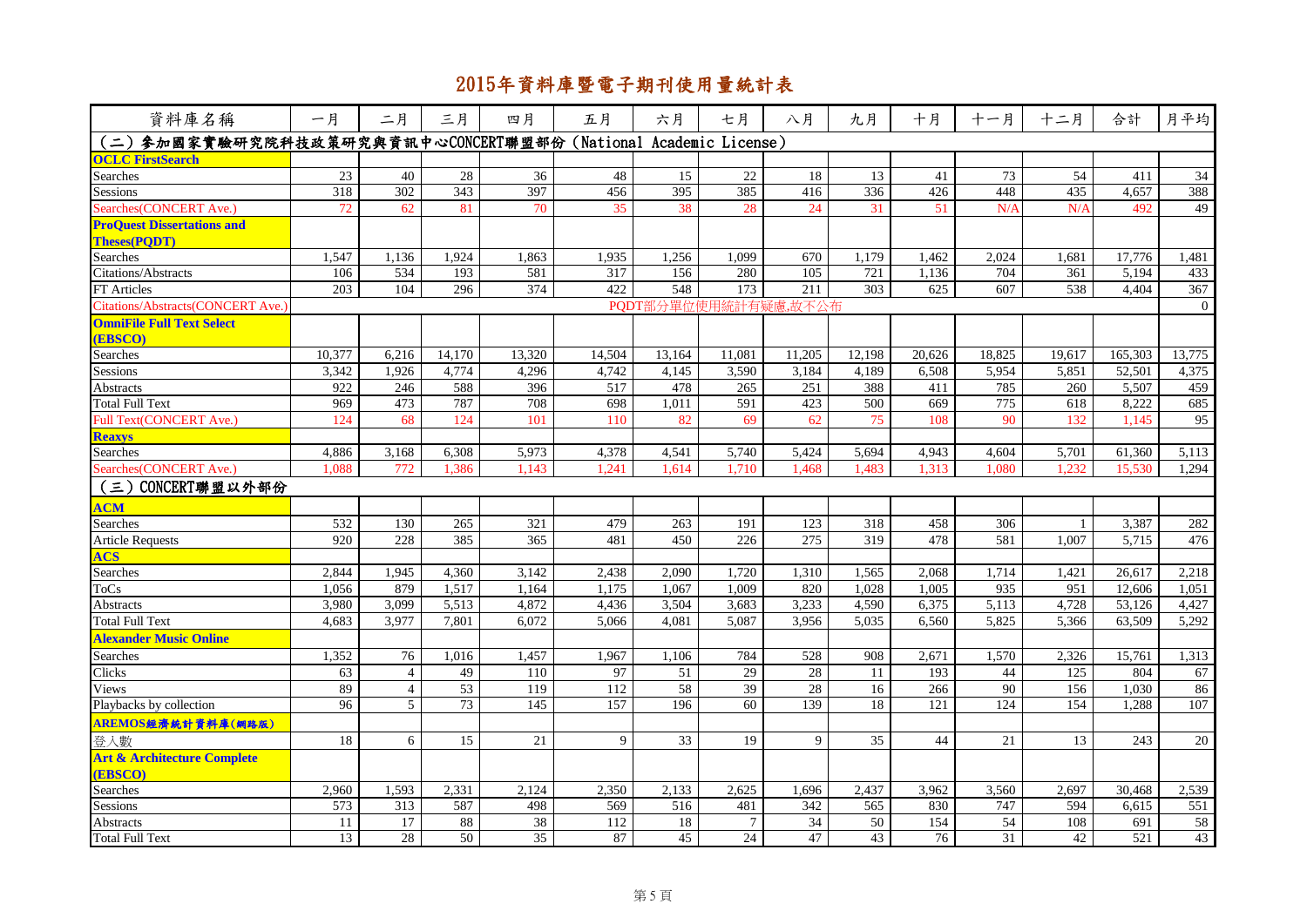# 2015年資料庫暨電子期刊使用量統計表

| 資料庫名稱 | 一月 | 二月 | 三月 | 四月 | 五月 | 六月 | 七月 | 八月 | 九月 | 十月 | 十一月 | 十二月 | 合計 | 月平均 |
|---|---|---|---|---|---|---|---|---|---|---|---|---|---|---|
| **（二）參加國家實驗研究院科技政策研究與資訊中心CONCERT聯盟部份（National Academic License）** | | | | | | | | | | | | | | |
| **OCLC FirstSearch** | | | | | | | | | | | | | | |
| Searches | 23 | 40 | 28 | 36 | 48 | 15 | 22 | 18 | 13 | 41 | 73 | 54 | 411 | 34 |
| Sessions | 318 | 302 | 343 | 397 | 456 | 395 | 385 | 416 | 336 | 426 | 448 | 435 | 4,657 | 388 |
| Searches(CONCERT Ave.) | 72 | 62 | 81 | 70 | 35 | 38 | 28 | 24 | 31 | 51 | N/A | N/A | 492 | 49 |
| **ProQuest Dissertations and Theses(PQDT)** | | | | | | | | | | | | | | |
| Searches | 1,547 | 1,136 | 1,924 | 1,863 | 1,935 | 1,256 | 1,099 | 670 | 1,179 | 1,462 | 2,024 | 1,681 | 17,776 | 1,481 |
| Citations/Abstracts | 106 | 534 | 193 | 581 | 317 | 156 | 280 | 105 | 721 | 1,136 | 704 | 361 | 5,194 | 433 |
| FT Articles | 203 | 104 | 296 | 374 | 422 | 548 | 173 | 211 | 303 | 625 | 607 | 538 | 4,404 | 367 |
| Citations/Abstracts(CONCERT Ave.) | PQDT部分單位使用統計有疑慮,故不公布 | | | | | | | | | | | | | 0 |
| **OmniFile Full Text Select (EBSCO)** | | | | | | | | | | | | | | |
| Searches | 10,377 | 6,216 | 14,170 | 13,320 | 14,504 | 13,164 | 11,081 | 11,205 | 12,198 | 20,626 | 18,825 | 19,617 | 165,303 | 13,775 |
| Sessions | 3,342 | 1,926 | 4,774 | 4,296 | 4,742 | 4,145 | 3,590 | 3,184 | 4,189 | 6,508 | 5,954 | 5,851 | 52,501 | 4,375 |
| Abstracts | 922 | 246 | 588 | 396 | 517 | 478 | 265 | 251 | 388 | 411 | 785 | 260 | 5,507 | 459 |
| Total Full Text | 969 | 473 | 787 | 708 | 698 | 1,011 | 591 | 423 | 500 | 669 | 775 | 618 | 8,222 | 685 |
| Full Text(CONCERT Ave.) | 124 | 68 | 124 | 101 | 110 | 82 | 69 | 62 | 75 | 108 | 90 | 132 | 1,145 | 95 |
| **Reaxys** | | | | | | | | | | | | | | |
| Searches | 4,886 | 3,168 | 6,308 | 5,973 | 4,378 | 4,541 | 5,740 | 5,424 | 5,694 | 4,943 | 4,604 | 5,701 | 61,360 | 5,113 |
| Searches(CONCERT Ave.) | 1,088 | 772 | 1,386 | 1,143 | 1,241 | 1,614 | 1,710 | 1,468 | 1,483 | 1,313 | 1,080 | 1,232 | 15,530 | 1,294 |
| **（三）CONCERT聯盟以外部份** | | | | | | | | | | | | | | |
| **ACM** | | | | | | | | | | | | | | |
| Searches | 532 | 130 | 265 | 321 | 479 | 263 | 191 | 123 | 318 | 458 | 306 | 1 | 3,387 | 282 |
| Article Requests | 920 | 228 | 385 | 365 | 481 | 450 | 226 | 275 | 319 | 478 | 581 | 1,007 | 5,715 | 476 |
| **ACS** | | | | | | | | | | | | | | |
| Searches | 2,844 | 1,945 | 4,360 | 3,142 | 2,438 | 2,090 | 1,720 | 1,310 | 1,565 | 2,068 | 1,714 | 1,421 | 26,617 | 2,218 |
| ToCs | 1,056 | 879 | 1,517 | 1,164 | 1,175 | 1,067 | 1,009 | 820 | 1,028 | 1,005 | 935 | 951 | 12,606 | 1,051 |
| Abstracts | 3,980 | 3,099 | 5,513 | 4,872 | 4,436 | 3,504 | 3,683 | 3,233 | 4,590 | 6,375 | 5,113 | 4,728 | 53,126 | 4,427 |
| Total Full Text | 4,683 | 3,977 | 7,801 | 6,072 | 5,066 | 4,081 | 5,087 | 3,956 | 5,035 | 6,560 | 5,825 | 5,366 | 63,509 | 5,292 |
| **Alexander Music Online** | | | | | | | | | | | | | | |
| Searches | 1,352 | 76 | 1,016 | 1,457 | 1,967 | 1,106 | 784 | 528 | 908 | 2,671 | 1,570 | 2,326 | 15,761 | 1,313 |
| Clicks | 63 | 4 | 49 | 110 | 97 | 51 | 29 | 28 | 11 | 193 | 44 | 125 | 804 | 67 |
| Views | 89 | 4 | 53 | 119 | 112 | 58 | 39 | 28 | 16 | 266 | 90 | 156 | 1,030 | 86 |
| Playbacks by collection | 96 | 5 | 73 | 145 | 157 | 196 | 60 | 139 | 18 | 121 | 124 | 154 | 1,288 | 107 |
| **AREMOS經濟統計資料庫(網路版)** | | | | | | | | | | | | | | |
| 登入數 | 18 | 6 | 15 | 21 | 9 | 33 | 19 | 9 | 35 | 44 | 21 | 13 | 243 | 20 |
| **Art & Architecture Complete (EBSCO)** | | | | | | | | | | | | | | |
| Searches | 2,960 | 1,593 | 2,331 | 2,124 | 2,350 | 2,133 | 2,625 | 1,696 | 2,437 | 3,962 | 3,560 | 2,697 | 30,468 | 2,539 |
| Sessions | 573 | 313 | 587 | 498 | 569 | 516 | 481 | 342 | 565 | 830 | 747 | 594 | 6,615 | 551 |
| Abstracts | 11 | 17 | 88 | 38 | 112 | 18 | 7 | 34 | 50 | 154 | 54 | 108 | 691 | 58 |
| Total Full Text | 13 | 28 | 50 | 35 | 87 | 45 | 24 | 47 | 43 | 76 | 31 | 42 | 521 | 43 |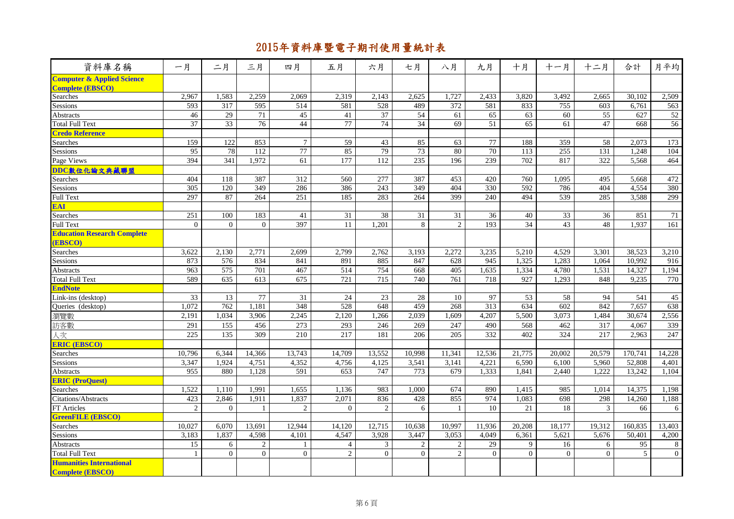# 2015年資料庫暨電子期刊使用量統計表

| 資料庫名稱 | 一月 | 二月 | 三月 | 四月 | 五月 | 六月 | 七月 | 八月 | 九月 | 十月 | 十一月 | 十二月 | 合計 | 月平均 |
|---|---|---|---|---|---|---|---|---|---|---|---|---|---|---|
| **Computer & Applied Science Complete (EBSCO)** | | | | | | | | | | | | | | |
| Searches | 2,967 | 1,583 | 2,259 | 2,069 | 2,319 | 2,143 | 2,625 | 1,727 | 2,433 | 3,820 | 3,492 | 2,665 | 30,102 | 2,509 |
| Sessions | 593 | 317 | 595 | 514 | 581 | 528 | 489 | 372 | 581 | 833 | 755 | 603 | 6,761 | 563 |
| Abstracts | 46 | 29 | 71 | 45 | 41 | 37 | 54 | 61 | 65 | 63 | 60 | 55 | 627 | 52 |
| Total Full Text | 37 | 33 | 76 | 44 | 77 | 74 | 34 | 69 | 51 | 65 | 61 | 47 | 668 | 56 |
| **Credo Reference** | | | | | | | | | | | | | | |
| Searches | 159 | 122 | 853 | 7 | 59 | 43 | 85 | 63 | 77 | 188 | 359 | 58 | 2,073 | 173 |
| Sessions | 95 | 78 | 112 | 77 | 85 | 79 | 73 | 80 | 70 | 113 | 255 | 131 | 1,248 | 104 |
| Page Views | 394 | 341 | 1,972 | 61 | 177 | 112 | 235 | 196 | 239 | 702 | 817 | 322 | 5,568 | 464 |
| **DDC數位化論文典藏聯盟** | | | | | | | | | | | | | | |
| Searches | 404 | 118 | 387 | 312 | 560 | 277 | 387 | 453 | 420 | 760 | 1,095 | 495 | 5,668 | 472 |
| Sessions | 305 | 120 | 349 | 286 | 386 | 243 | 349 | 404 | 330 | 592 | 786 | 404 | 4,554 | 380 |
| Full Text | 297 | 87 | 264 | 251 | 185 | 283 | 264 | 399 | 240 | 494 | 539 | 285 | 3,588 | 299 |
| **EAI** | | | | | | | | | | | | | | |
| Searches | 251 | 100 | 183 | 41 | 31 | 38 | 31 | 31 | 36 | 40 | 33 | 36 | 851 | 71 |
| Full Text | 0 | 0 | 0 | 397 | 11 | 1,201 | 8 | 2 | 193 | 34 | 43 | 48 | 1,937 | 161 |
| **Education Research Complete (EBSCO)** | | | | | | | | | | | | | | |
| Searches | 3,622 | 2,130 | 2,771 | 2,699 | 2,799 | 2,762 | 3,193 | 2,272 | 3,235 | 5,210 | 4,529 | 3,301 | 38,523 | 3,210 |
| Sessions | 873 | 576 | 834 | 841 | 891 | 885 | 847 | 628 | 945 | 1,325 | 1,283 | 1,064 | 10,992 | 916 |
| Abstracts | 963 | 575 | 701 | 467 | 514 | 754 | 668 | 405 | 1,635 | 1,334 | 4,780 | 1,531 | 14,327 | 1,194 |
| Total Full Text | 589 | 635 | 613 | 675 | 721 | 715 | 740 | 761 | 718 | 927 | 1,293 | 848 | 9,235 | 770 |
| **EndNote** | | | | | | | | | | | | | | |
| Link-ins (desktop) | 33 | 13 | 77 | 31 | 24 | 23 | 28 | 10 | 97 | 53 | 58 | 94 | 541 | 45 |
| Queries (desktop) | 1,072 | 762 | 1,181 | 348 | 528 | 648 | 459 | 268 | 313 | 634 | 602 | 842 | 7,657 | 638 |
| 瀏覽數 | 2,191 | 1,034 | 3,906 | 2,245 | 2,120 | 1,266 | 2,039 | 1,609 | 4,207 | 5,500 | 3,073 | 1,484 | 30,674 | 2,556 |
| 訪客數 | 291 | 155 | 456 | 273 | 293 | 246 | 269 | 247 | 490 | 568 | 462 | 317 | 4,067 | 339 |
| 人次 | 225 | 135 | 309 | 210 | 217 | 181 | 206 | 205 | 332 | 402 | 324 | 217 | 2,963 | 247 |
| **ERIC (EBSCO)** | | | | | | | | | | | | | | |
| Searches | 10,796 | 6,344 | 14,366 | 13,743 | 14,709 | 13,552 | 10,998 | 11,341 | 12,536 | 21,775 | 20,002 | 20,579 | 170,741 | 14,228 |
| Sessions | 3,347 | 1,924 | 4,751 | 4,352 | 4,756 | 4,125 | 3,541 | 3,141 | 4,221 | 6,590 | 6,100 | 5,960 | 52,808 | 4,401 |
| Abstracts | 955 | 880 | 1,128 | 591 | 653 | 747 | 773 | 679 | 1,333 | 1,841 | 2,440 | 1,222 | 13,242 | 1,104 |
| **ERIC (ProQuest)** | | | | | | | | | | | | | | |
| Searches | 1,522 | 1,110 | 1,991 | 1,655 | 1,136 | 983 | 1,000 | 674 | 890 | 1,415 | 985 | 1,014 | 14,375 | 1,198 |
| Citations/Abstracts | 423 | 2,846 | 1,911 | 1,837 | 2,071 | 836 | 428 | 855 | 974 | 1,083 | 698 | 298 | 14,260 | 1,188 |
| FT Articles | 2 | 0 | 1 | 2 | 0 | 2 | 6 | 1 | 10 | 21 | 18 | 3 | 66 | 6 |
| **GreenFILE (EBSCO)** | | | | | | | | | | | | | | |
| Searches | 10,027 | 6,070 | 13,691 | 12,944 | 14,120 | 12,715 | 10,638 | 10,997 | 11,936 | 20,208 | 18,177 | 19,312 | 160,835 | 13,403 |
| Sessions | 3,183 | 1,837 | 4,598 | 4,101 | 4,547 | 3,928 | 3,447 | 3,053 | 4,049 | 6,361 | 5,621 | 5,676 | 50,401 | 4,200 |
| Abstracts | 15 | 6 | 2 | 1 | 4 | 3 | 2 | 2 | 29 | 9 | 16 | 6 | 95 | 8 |
| Total Full Text | 1 | 0 | 0 | 0 | 2 | 0 | 0 | 2 | 0 | 0 | 0 | 0 | 5 | 0 |
| **Humanities International Complete (EBSCO)** | | | | | | | | | | | | | | |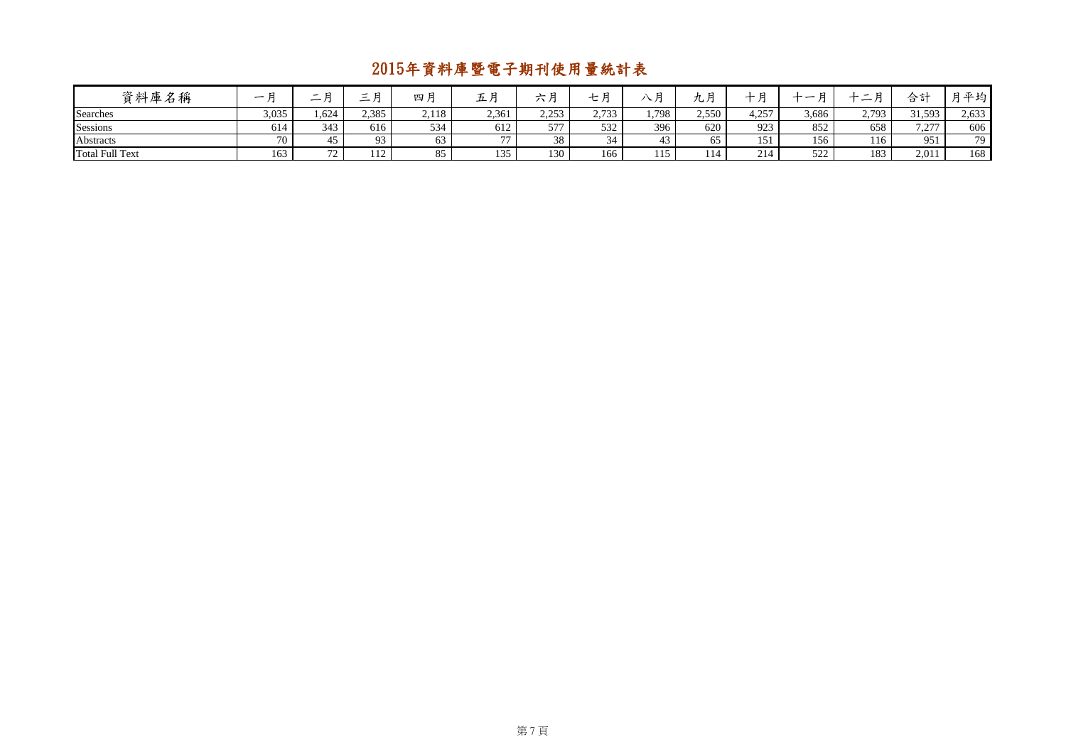# 2015年資料庫暨電子期刊使用量統計表

| 資料庫名稱 | 一月 | 二月 | 三月 | 四月 | 五月 | 六月 | 七月 | 八月 | 九月 | 十月 | 十一月 | 十二月 | 合計 | 月平均 |
|---|---|---|---|---|---|---|---|---|---|---|---|---|---|---|
| Searches | 3,035 | 1,624 | 2,385 | 2,118 | 2,361 | 2,253 | 2,733 | 1,798 | 2,550 | 4,257 | 3,686 | 2,793 | 31,593 | 2,633 |
| Sessions | 614 | 343 | 616 | 534 | 612 | 577 | 532 | 396 | 620 | 923 | 852 | 658 | 7,277 | 606 |
| Abstracts | 70 | 45 | 93 | 63 | 77 | 38 | 34 | 43 | 65 | 151 | 156 | 116 | 951 | 79 |
| Total Full Text | 163 | 72 | 112 | 85 | 135 | 130 | 166 | 115 | 114 | 214 | 522 | 183 | 2,011 | 168 |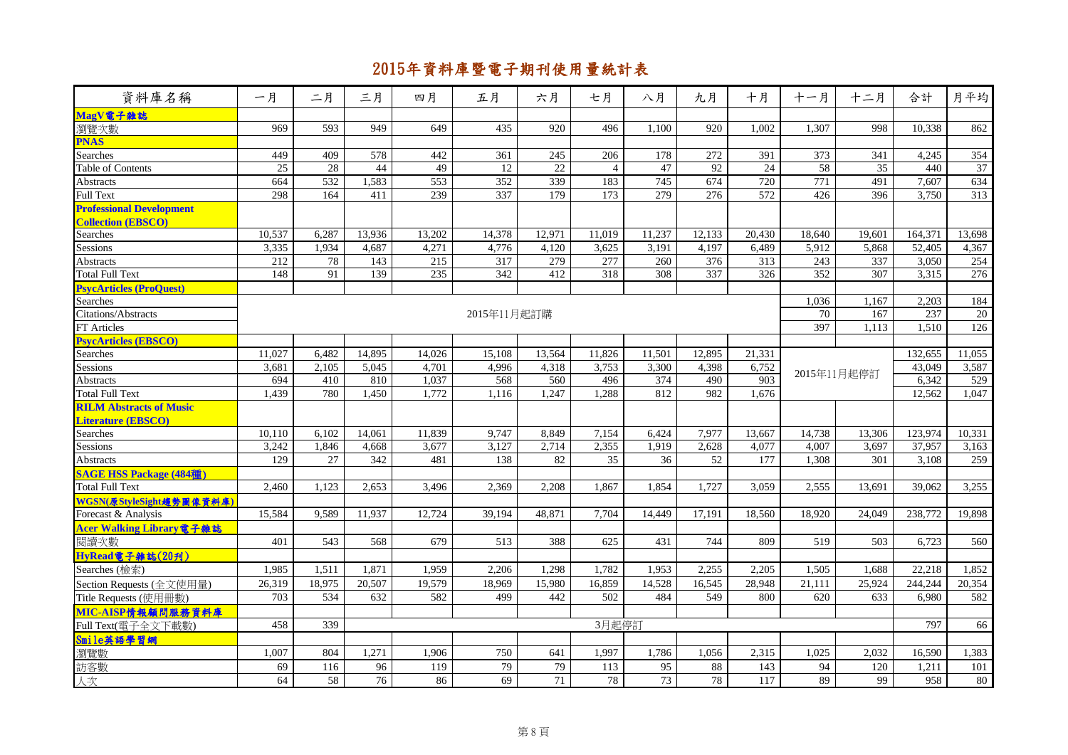# 2015年資料庫暨電子期刊使用量統計表

| 資料庫名稱 | 一月 | 二月 | 三月 | 四月 | 五月 | 六月 | 七月 | 八月 | 九月 | 十月 | 十一月 | 十二月 | 合計 | 月平均 |
|---|---|---|---|---|---|---|---|---|---|---|---|---|---|---|
| **MagV電子雜誌** | | | | | | | | | | | | | | |
| 瀏覽次數 | 969 | 593 | 949 | 649 | 435 | 920 | 496 | 1,100 | 920 | 1,002 | 1,307 | 998 | 10,338 | 862 |
| **PNAS** | | | | | | | | | | | | | | |
| Searches | 449 | 409 | 578 | 442 | 361 | 245 | 206 | 178 | 272 | 391 | 373 | 341 | 4,245 | 354 |
| Table of Contents | 25 | 28 | 44 | 49 | 12 | 22 | 4 | 47 | 92 | 24 | 58 | 35 | 440 | 37 |
| Abstracts | 664 | 532 | 1,583 | 553 | 352 | 339 | 183 | 745 | 674 | 720 | 771 | 491 | 7,607 | 634 |
| Full Text | 298 | 164 | 411 | 239 | 337 | 179 | 173 | 279 | 276 | 572 | 426 | 396 | 3,750 | 313 |
| **Professional Development Collection (EBSCO)** | | | | | | | | | | | | | | |
| Searches | 10,537 | 6,287 | 13,936 | 13,202 | 14,378 | 12,971 | 11,019 | 11,237 | 12,133 | 20,430 | 18,640 | 19,601 | 164,371 | 13,698 |
| Sessions | 3,335 | 1,934 | 4,687 | 4,271 | 4,776 | 4,120 | 3,625 | 3,191 | 4,197 | 6,489 | 5,912 | 5,868 | 52,405 | 4,367 |
| Abstracts | 212 | 78 | 143 | 215 | 317 | 279 | 277 | 260 | 376 | 313 | 243 | 337 | 3,050 | 254 |
| Total Full Text | 148 | 91 | 139 | 235 | 342 | 412 | 318 | 308 | 337 | 326 | 352 | 307 | 3,315 | 276 |
| **PsycArticles (ProQuest)** | | | | | | | | | | | | | | |
| Searches | 2015年11月起訂購 | | | | | | | | | | 1,036 | 1,167 | 2,203 | 184 |
| Citations/Abstracts | | | | | | | | | | | 70 | 167 | 237 | 20 |
| FT Articles | | | | | | | | | | | 397 | 1,113 | 1,510 | 126 |
| **PsycArticles (EBSCO)** | | | | | | | | | | | | | | |
| Searches | 11,027 | 6,482 | 14,895 | 14,026 | 15,108 | 13,564 | 11,826 | 11,501 | 12,895 | 21,331 | 2015年11月起停訂 | | 132,655 | 11,055 |
| Sessions | 3,681 | 2,105 | 5,045 | 4,701 | 4,996 | 4,318 | 3,753 | 3,300 | 4,398 | 6,752 | | | 43,049 | 3,587 |
| Abstracts | 694 | 410 | 810 | 1,037 | 568 | 560 | 496 | 374 | 490 | 903 | | | 6,342 | 529 |
| Total Full Text | 1,439 | 780 | 1,450 | 1,772 | 1,116 | 1,247 | 1,288 | 812 | 982 | 1,676 | | | 12,562 | 1,047 |
| **RILM Abstracts of Music Literature (EBSCO)** | | | | | | | | | | | | | | |
| Searches | 10,110 | 6,102 | 14,061 | 11,839 | 9,747 | 8,849 | 7,154 | 6,424 | 7,977 | 13,667 | 14,738 | 13,306 | 123,974 | 10,331 |
| Sessions | 3,242 | 1,846 | 4,668 | 3,677 | 3,127 | 2,714 | 2,355 | 1,919 | 2,628 | 4,077 | 4,007 | 3,697 | 37,957 | 3,163 |
| Abstracts | 129 | 27 | 342 | 481 | 138 | 82 | 35 | 36 | 52 | 177 | 1,308 | 301 | 3,108 | 259 |
| **SAGE HSS Package (484種)** | | | | | | | | | | | | | | |
| Total Full Text | 2,460 | 1,123 | 2,653 | 3,496 | 2,369 | 2,208 | 1,867 | 1,854 | 1,727 | 3,059 | 2,555 | 13,691 | 39,062 | 3,255 |
| **WGSN(原StyleSight趨勢圖像資料庫)** | | | | | | | | | | | | | | |
| Forecast & Analysis | 15,584 | 9,589 | 11,937 | 12,724 | 39,194 | 48,871 | 7,704 | 14,449 | 17,191 | 18,560 | 18,920 | 24,049 | 238,772 | 19,898 |
| **Acer Walking Library電子雜誌** | | | | | | | | | | | | | | |
| 閱讀次數 | 401 | 543 | 568 | 679 | 513 | 388 | 625 | 431 | 744 | 809 | 519 | 503 | 6,723 | 560 |
| **HyRead電子雜誌(20刊)** | | | | | | | | | | | | | | |
| Searches (檢索) | 1,985 | 1,511 | 1,871 | 1,959 | 2,206 | 1,298 | 1,782 | 1,953 | 2,255 | 2,205 | 1,505 | 1,688 | 22,218 | 1,852 |
| Section Requests (全文使用量) | 26,319 | 18,975 | 20,507 | 19,579 | 18,969 | 15,980 | 16,859 | 14,528 | 16,545 | 28,948 | 21,111 | 25,924 | 244,244 | 20,354 |
| Title Requests (使用冊數) | 703 | 534 | 632 | 582 | 499 | 442 | 502 | 484 | 549 | 800 | 620 | 633 | 6,980 | 582 |
| **MIC-AISP情報顧問服務資料庫** | | | | | | | | | | | | | | |
| Full Text(電子全文下載數) | 458 | 339 | 3月起停訂 | | | | | | | | | | 797 | 66 |
| **Smile英語學習網** | | | | | | | | | | | | | | |
| 瀏覽數 | 1,007 | 804 | 1,271 | 1,906 | 750 | 641 | 1,997 | 1,786 | 1,056 | 2,315 | 1,025 | 2,032 | 16,590 | 1,383 |
| 訪客數 | 69 | 116 | 96 | 119 | 79 | 79 | 113 | 95 | 88 | 143 | 94 | 120 | 1,211 | 101 |
| 人次 | 64 | 58 | 76 | 86 | 69 | 71 | 78 | 73 | 78 | 117 | 89 | 99 | 958 | 80 |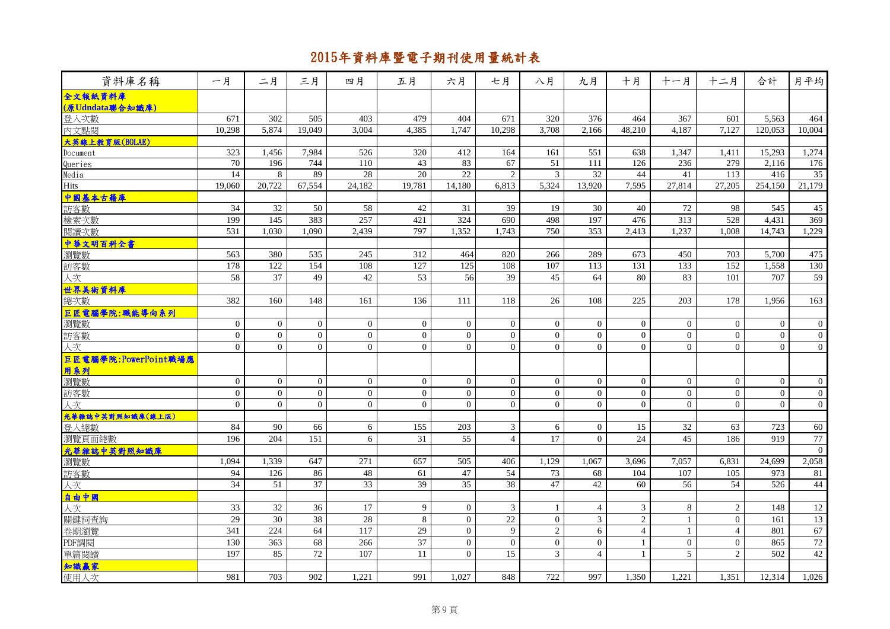# 2015年資料庫暨電子期刊使用量統計表

| 資料庫名稱 | 一月 | 二月 | 三月 | 四月 | 五月 | 六月 | 七月 | 八月 | 九月 | 十月 | 十一月 | 十二月 | 合計 | 月平均 |
|---|---|---|---|---|---|---|---|---|---|---|---|---|---|---|
| **全文報紙資料庫 (原Udndata聯合知識庫)** | | | | | | | | | | | | | | |
| 登入次數 | 671 | 302 | 505 | 403 | 479 | 404 | 671 | 320 | 376 | 464 | 367 | 601 | 5,563 | 464 |
| 內文點閱 | 10,298 | 5,874 | 19,049 | 3,004 | 4,385 | 1,747 | 10,298 | 3,708 | 2,166 | 48,210 | 4,187 | 7,127 | 120,053 | 10,004 |
| **大英線上教育版(BOLAE)** | | | | | | | | | | | | | | |
| Document | 323 | 1,456 | 7,984 | 526 | 320 | 412 | 164 | 161 | 551 | 638 | 1,347 | 1,411 | 15,293 | 1,274 |
| Queries | 70 | 196 | 744 | 110 | 43 | 83 | 67 | 51 | 111 | 126 | 236 | 279 | 2,116 | 176 |
| Media | 14 | 8 | 89 | 28 | 20 | 22 | 2 | 3 | 32 | 44 | 41 | 113 | 416 | 35 |
| Hits | 19,060 | 20,722 | 67,554 | 24,182 | 19,781 | 14,180 | 6,813 | 5,324 | 13,920 | 7,595 | 27,814 | 27,205 | 254,150 | 21,179 |
| **中國基本古籍庫** | | | | | | | | | | | | | | |
| 訪客數 | 34 | 32 | 50 | 58 | 42 | 31 | 39 | 19 | 30 | 40 | 72 | 98 | 545 | 45 |
| 檢索次數 | 199 | 145 | 383 | 257 | 421 | 324 | 690 | 498 | 197 | 476 | 313 | 528 | 4,431 | 369 |
| 閱讀次數 | 531 | 1,030 | 1,090 | 2,439 | 797 | 1,352 | 1,743 | 750 | 353 | 2,413 | 1,237 | 1,008 | 14,743 | 1,229 |
| **中華文明百科全書** | | | | | | | | | | | | | | |
| 瀏覽數 | 563 | 380 | 535 | 245 | 312 | 464 | 820 | 266 | 289 | 673 | 450 | 703 | 5,700 | 475 |
| 訪客數 | 178 | 122 | 154 | 108 | 127 | 125 | 108 | 107 | 113 | 131 | 133 | 152 | 1,558 | 130 |
| 人次 | 58 | 37 | 49 | 42 | 53 | 56 | 39 | 45 | 64 | 80 | 83 | 101 | 707 | 59 |
| **世界美術資料庫** | | | | | | | | | | | | | | |
| 總次數 | 382 | 160 | 148 | 161 | 136 | 111 | 118 | 26 | 108 | 225 | 203 | 178 | 1,956 | 163 |
| **巨匠電腦學院:職能導向系列** | | | | | | | | | | | | | | |
| 瀏覽數 | 0 | 0 | 0 | 0 | 0 | 0 | 0 | 0 | 0 | 0 | 0 | 0 | 0 | 0 |
| 訪客數 | 0 | 0 | 0 | 0 | 0 | 0 | 0 | 0 | 0 | 0 | 0 | 0 | 0 | 0 |
| 人次 | 0 | 0 | 0 | 0 | 0 | 0 | 0 | 0 | 0 | 0 | 0 | 0 | 0 | 0 |
| **巨匠電腦學院:PowerPoint職場應用系列** | | | | | | | | | | | | | | |
| 瀏覽數 | 0 | 0 | 0 | 0 | 0 | 0 | 0 | 0 | 0 | 0 | 0 | 0 | 0 | 0 |
| 訪客數 | 0 | 0 | 0 | 0 | 0 | 0 | 0 | 0 | 0 | 0 | 0 | 0 | 0 | 0 |
| 人次 | 0 | 0 | 0 | 0 | 0 | 0 | 0 | 0 | 0 | 0 | 0 | 0 | 0 | 0 |
| **光華雜誌中英對照知識庫(線上版)** | | | | | | | | | | | | | | |
| 登入總數 | 84 | 90 | 66 | 6 | 155 | 203 | 3 | 6 | 0 | 15 | 32 | 63 | 723 | 60 |
| 瀏覽頁面總數 | 196 | 204 | 151 | 6 | 31 | 55 | 4 | 17 | 0 | 24 | 45 | 186 | 919 | 77 |
| **光華雜誌中英對照知識庫** | | | | | | | | | | | | | | 0 |
| 瀏覽數 | 1,094 | 1,339 | 647 | 271 | 657 | 505 | 406 | 1,129 | 1,067 | 3,696 | 7,057 | 6,831 | 24,699 | 2,058 |
| 訪客數 | 94 | 126 | 86 | 48 | 61 | 47 | 54 | 73 | 68 | 104 | 107 | 105 | 973 | 81 |
| 人次 | 34 | 51 | 37 | 33 | 39 | 35 | 38 | 47 | 42 | 60 | 56 | 54 | 526 | 44 |
| **自由中國** | | | | | | | | | | | | | | |
| 人次 | 33 | 32 | 36 | 17 | 9 | 0 | 3 | 1 | 4 | 3 | 8 | 2 | 148 | 12 |
| 關鍵詞查詢 | 29 | 30 | 38 | 28 | 8 | 0 | 22 | 0 | 3 | 2 | 1 | 0 | 161 | 13 |
| 卷期瀏覽 | 341 | 224 | 64 | 117 | 29 | 0 | 9 | 2 | 6 | 4 | 1 | 4 | 801 | 67 |
| PDF調閱 | 130 | 363 | 68 | 266 | 37 | 0 | 0 | 0 | 0 | 1 | 0 | 0 | 865 | 72 |
| 單篇閱讀 | 197 | 85 | 72 | 107 | 11 | 0 | 15 | 3 | 4 | 1 | 5 | 2 | 502 | 42 |
| **知識贏家** | | | | | | | | | | | | | | |
| 使用人次 | 981 | 703 | 902 | 1,221 | 991 | 1,027 | 848 | 722 | 997 | 1,350 | 1,221 | 1,351 | 12,314 | 1,026 |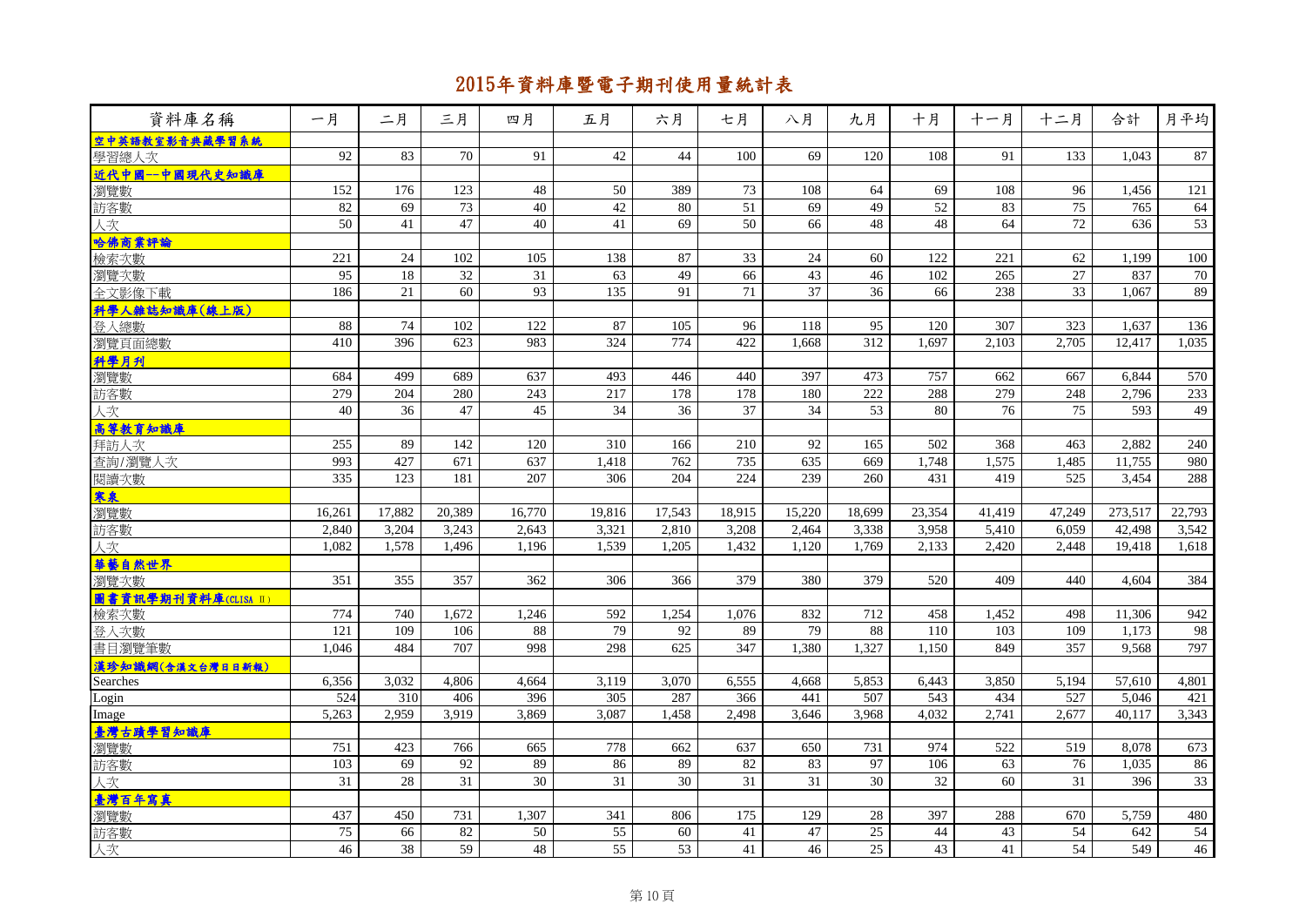# 2015年資料庫暨電子期刊使用量統計表

| 資料庫名稱 | 一月 | 二月 | 三月 | 四月 | 五月 | 六月 | 七月 | 八月 | 九月 | 十月 | 十一月 | 十二月 | 合計 | 月平均 |
|---|---|---|---|---|---|---|---|---|---|---|---|---|---|---|
| **空中英語教室影音典藏學習系統** | | | | | | | | | | | | | | |
| 學習總人次 | 92 | 83 | 70 | 91 | 42 | 44 | 100 | 69 | 120 | 108 | 91 | 133 | 1,043 | 87 |
| **近代中國--中國現代史知識庫** | | | | | | | | | | | | | | |
| 瀏覽數 | 152 | 176 | 123 | 48 | 50 | 389 | 73 | 108 | 64 | 69 | 108 | 96 | 1,456 | 121 |
| 訪客數 | 82 | 69 | 73 | 40 | 42 | 80 | 51 | 69 | 49 | 52 | 83 | 75 | 765 | 64 |
| 人次 | 50 | 41 | 47 | 40 | 41 | 69 | 50 | 66 | 48 | 48 | 64 | 72 | 636 | 53 |
| **哈佛商業評論** | | | | | | | | | | | | | | |
| 檢索次數 | 221 | 24 | 102 | 105 | 138 | 87 | 33 | 24 | 60 | 122 | 221 | 62 | 1,199 | 100 |
| 瀏覽次數 | 95 | 18 | 32 | 31 | 63 | 49 | 66 | 43 | 46 | 102 | 265 | 27 | 837 | 70 |
| 全文影像下載 | 186 | 21 | 60 | 93 | 135 | 91 | 71 | 37 | 36 | 66 | 238 | 33 | 1,067 | 89 |
| **科學人雜誌知識庫(線上版)** | | | | | | | | | | | | | | |
| 登入總數 | 88 | 74 | 102 | 122 | 87 | 105 | 96 | 118 | 95 | 120 | 307 | 323 | 1,637 | 136 |
| 瀏覽頁面總數 | 410 | 396 | 623 | 983 | 324 | 774 | 422 | 1,668 | 312 | 1,697 | 2,103 | 2,705 | 12,417 | 1,035 |
| **科學月刊** | | | | | | | | | | | | | | |
| 瀏覽數 | 684 | 499 | 689 | 637 | 493 | 446 | 440 | 397 | 473 | 757 | 662 | 667 | 6,844 | 570 |
| 訪客數 | 279 | 204 | 280 | 243 | 217 | 178 | 178 | 180 | 222 | 288 | 279 | 248 | 2,796 | 233 |
| 人次 | 40 | 36 | 47 | 45 | 34 | 36 | 37 | 34 | 53 | 80 | 76 | 75 | 593 | 49 |
| **高等教育知識庫** | | | | | | | | | | | | | | |
| 拜訪人次 | 255 | 89 | 142 | 120 | 310 | 166 | 210 | 92 | 165 | 502 | 368 | 463 | 2,882 | 240 |
| 查詢/瀏覽人次 | 993 | 427 | 671 | 637 | 1,418 | 762 | 735 | 635 | 669 | 1,748 | 1,575 | 1,485 | 11,755 | 980 |
| 閱讀次數 | 335 | 123 | 181 | 207 | 306 | 204 | 224 | 239 | 260 | 431 | 419 | 525 | 3,454 | 288 |
| **寰泉** | | | | | | | | | | | | | | |
| 瀏覽數 | 16,261 | 17,882 | 20,389 | 16,770 | 19,816 | 17,543 | 18,915 | 15,220 | 18,699 | 23,354 | 41,419 | 47,249 | 273,517 | 22,793 |
| 訪客數 | 2,840 | 3,204 | 3,243 | 2,643 | 3,321 | 2,810 | 3,208 | 2,464 | 3,338 | 3,958 | 5,410 | 6,059 | 42,498 | 3,542 |
| 人次 | 1,082 | 1,578 | 1,496 | 1,196 | 1,539 | 1,205 | 1,432 | 1,120 | 1,769 | 2,133 | 2,420 | 2,448 | 19,418 | 1,618 |
| **華藝自然世界** | | | | | | | | | | | | | | |
| 瀏覽次數 | 351 | 355 | 357 | 362 | 306 | 366 | 379 | 380 | 379 | 520 | 409 | 440 | 4,604 | 384 |
| **圖書資訊學期刊資料庫(CLISA Ⅱ)** | | | | | | | | | | | | | | |
| 檢索次數 | 774 | 740 | 1,672 | 1,246 | 592 | 1,254 | 1,076 | 832 | 712 | 458 | 1,452 | 498 | 11,306 | 942 |
| 登入次數 | 121 | 109 | 106 | 88 | 79 | 92 | 89 | 79 | 88 | 110 | 103 | 109 | 1,173 | 98 |
| 書目瀏覽筆數 | 1,046 | 484 | 707 | 998 | 298 | 625 | 347 | 1,380 | 1,327 | 1,150 | 849 | 357 | 9,568 | 797 |
| **漢珍知識網(含漢文台灣日日新報)** | | | | | | | | | | | | | | |
| Searches | 6,356 | 3,032 | 4,806 | 4,664 | 3,119 | 3,070 | 6,555 | 4,668 | 5,853 | 6,443 | 3,850 | 5,194 | 57,610 | 4,801 |
| Login | 524 | 310 | 406 | 396 | 305 | 287 | 366 | 441 | 507 | 543 | 434 | 527 | 5,046 | 421 |
| Image | 5,263 | 2,959 | 3,919 | 3,869 | 3,087 | 1,458 | 2,498 | 3,646 | 3,968 | 4,032 | 2,741 | 2,677 | 40,117 | 3,343 |
| **臺灣古蹟學習知識庫** | | | | | | | | | | | | | | |
| 瀏覽數 | 751 | 423 | 766 | 665 | 778 | 662 | 637 | 650 | 731 | 974 | 522 | 519 | 8,078 | 673 |
| 訪客數 | 103 | 69 | 92 | 89 | 86 | 89 | 82 | 83 | 97 | 106 | 63 | 76 | 1,035 | 86 |
| 人次 | 31 | 28 | 31 | 30 | 31 | 30 | 31 | 31 | 30 | 32 | 60 | 31 | 396 | 33 |
| **臺灣百年寫真** | | | | | | | | | | | | | | |
| 瀏覽數 | 437 | 450 | 731 | 1,307 | 341 | 806 | 175 | 129 | 28 | 397 | 288 | 670 | 5,759 | 480 |
| 訪客數 | 75 | 66 | 82 | 50 | 55 | 60 | 41 | 47 | 25 | 44 | 43 | 54 | 642 | 54 |
| 人次 | 46 | 38 | 59 | 48 | 55 | 53 | 41 | 46 | 25 | 43 | 41 | 54 | 549 | 46 |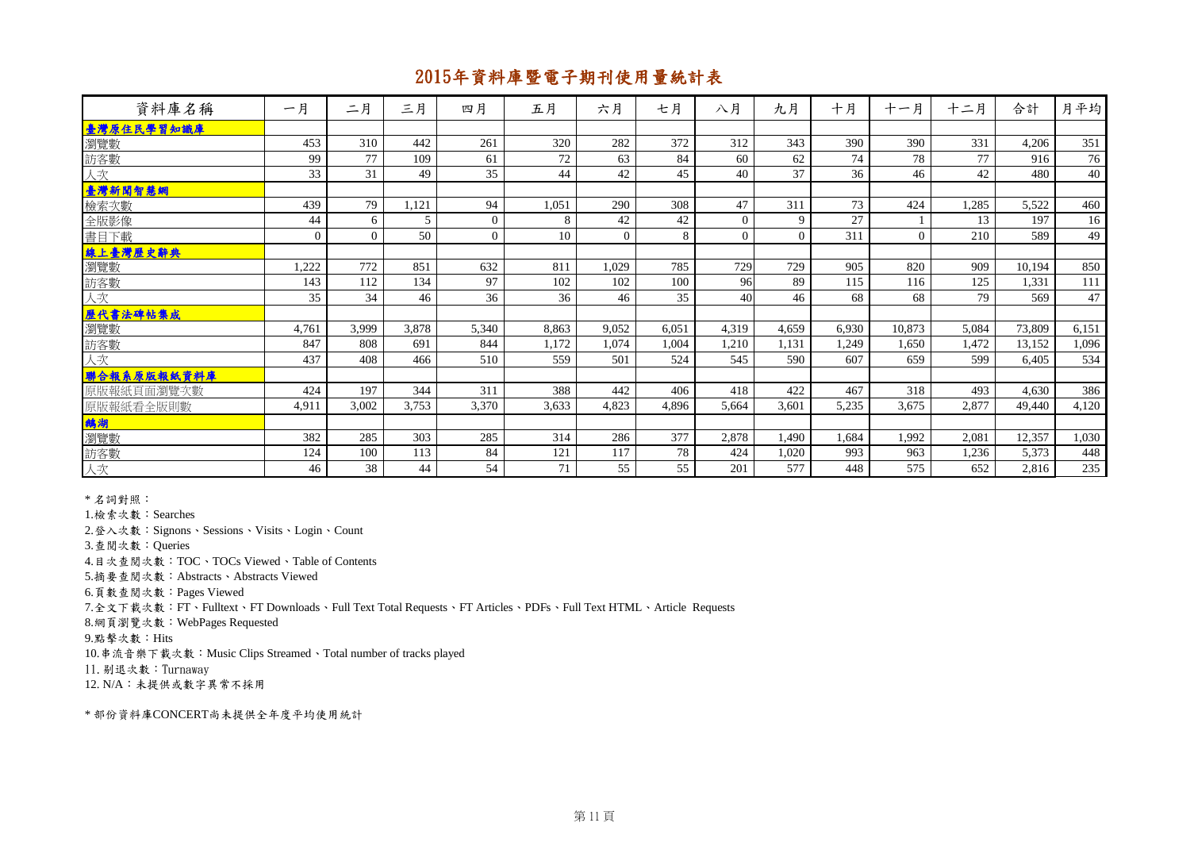# 2015年資料庫暨電子期刊使用量統計表

| 資料庫名稱 | 一月 | 二月 | 三月 | 四月 | 五月 | 六月 | 七月 | 八月 | 九月 | 十月 | 十一月 | 十二月 | 合計 | 月平均 |
|---|---|---|---|---|---|---|---|---|---|---|---|---|---|---|
| **臺灣原住民學習知識庫** | | | | | | | | | | | | | | |
| 瀏覽數 | 453 | 310 | 442 | 261 | 320 | 282 | 372 | 312 | 343 | 390 | 390 | 331 | 4,206 | 351 |
| 訪客數 | 99 | 77 | 109 | 61 | 72 | 63 | 84 | 60 | 62 | 74 | 78 | 77 | 916 | 76 |
| 人次 | 33 | 31 | 49 | 35 | 44 | 42 | 45 | 40 | 37 | 36 | 46 | 42 | 480 | 40 |
| **臺灣新聞智慧網** | | | | | | | | | | | | | | |
| 檢索次數 | 439 | 79 | 1,121 | 94 | 1,051 | 290 | 308 | 47 | 311 | 73 | 424 | 1,285 | 5,522 | 460 |
| 全版影像 | 44 | 6 | 5 | 0 | 8 | 42 | 42 | 0 | 9 | 27 | 1 | 13 | 197 | 16 |
| 書目下載 | 0 | 0 | 50 | 0 | 10 | 0 | 8 | 0 | 0 | 311 | 0 | 210 | 589 | 49 |
| **線上臺灣歷史辭典** | | | | | | | | | | | | | | |
| 瀏覽數 | 1,222 | 772 | 851 | 632 | 811 | 1,029 | 785 | 729 | 729 | 905 | 820 | 909 | 10,194 | 850 |
| 訪客數 | 143 | 112 | 134 | 97 | 102 | 102 | 100 | 96 | 89 | 115 | 116 | 125 | 1,331 | 111 |
| 人次 | 35 | 34 | 46 | 36 | 36 | 46 | 35 | 40 | 46 | 68 | 68 | 79 | 569 | 47 |
| **歷代書法碑帖集成** | | | | | | | | | | | | | | |
| 瀏覽數 | 4,761 | 3,999 | 3,878 | 5,340 | 8,863 | 9,052 | 6,051 | 4,319 | 4,659 | 6,930 | 10,873 | 5,084 | 73,809 | 6,151 |
| 訪客數 | 847 | 808 | 691 | 844 | 1,172 | 1,074 | 1,004 | 1,210 | 1,131 | 1,249 | 1,650 | 1,472 | 13,152 | 1,096 |
| 人次 | 437 | 408 | 466 | 510 | 559 | 501 | 524 | 545 | 590 | 607 | 659 | 599 | 6,405 | 534 |
| **聯合報系原版報紙資料庫** | | | | | | | | | | | | | | |
| 原版報紙頁面瀏覽次數 | 424 | 197 | 344 | 311 | 388 | 442 | 406 | 418 | 422 | 467 | 318 | 493 | 4,630 | 386 |
| 原版報紙看全版則數 | 4,911 | 3,002 | 3,753 | 3,370 | 3,633 | 4,823 | 4,896 | 5,664 | 3,601 | 5,235 | 3,675 | 2,877 | 49,440 | 4,120 |
| **鵝湖** | | | | | | | | | | | | | | |
| 瀏覽數 | 382 | 285 | 303 | 285 | 314 | 286 | 377 | 2,878 | 1,490 | 1,684 | 1,992 | 2,081 | 12,357 | 1,030 |
| 訪客數 | 124 | 100 | 113 | 84 | 121 | 117 | 78 | 424 | 1,020 | 993 | 963 | 1,236 | 5,373 | 448 |
| 人次 | 46 | 38 | 44 | 54 | 71 | 55 | 55 | 201 | 577 | 448 | 575 | 652 | 2,816 | 235 |

* 名詞對照：

1.檢索次數：Searches

2.登入次數：Signons、Sessions、Visits、Login、Count

3.查閱次數：Queries

4.目次查閱次數：TOC、TOCs Viewed、Table of Contents

5.摘要查閱次數：Abstracts、Abstracts Viewed

6.頁數查閱次數：Pages Viewed

7.全文下載次數：FT、Fulltext、FT Downloads、Full Text Total Requests、FT Articles、PDFs、Full Text HTML、Article Requests

8.網頁瀏覽次數：WebPages Requested

9.點擊次數：Hits

10.串流音樂下載次數：Music Clips Streamed、Total number of tracks played

11. 剔退次數：Turnaway

12. N/A：未提供或數字異常不採用

* 部份資料庫CONCERT尚未提供全年度平均使用統計